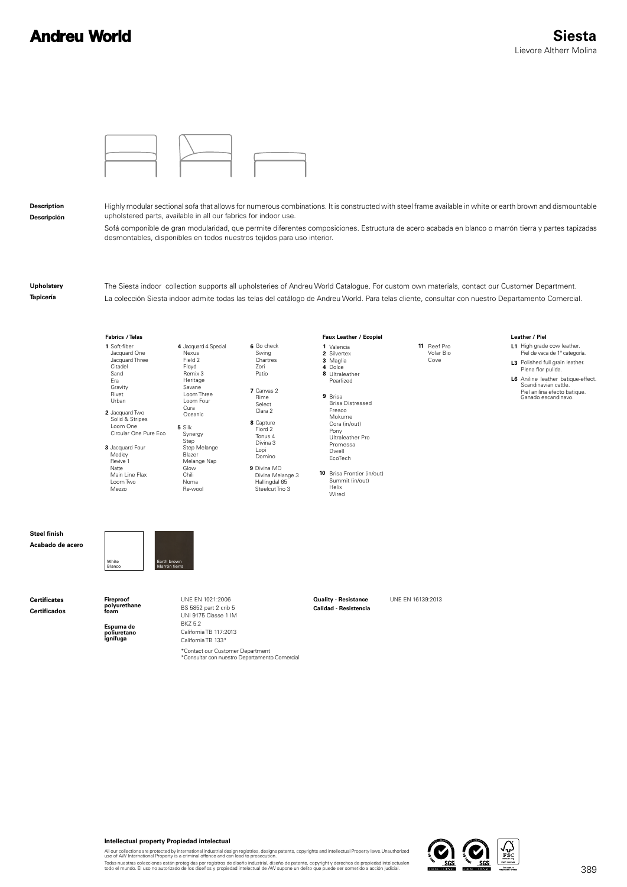# Andreu World

## Siesta

Lievore Altherr Molina

**Description**
**Descripción**

Highly modular sectional sofa that allows for numerous combinations. It is constructed with steel frame available in white or earth brown and dismountable upholstered parts, available in all our fabrics for indoor use.

Sofá componible de gran modularidad, que permite diferentes composiciones. Estructura de acero acabada en blanco o marrón tierra y partes tapizadas desmontables, disponibles en todos nuestros tejidos para uso interior.

**Upholstery**
**Tapicería**

The Siesta indoor collection supports all upholsteries of Andreu World Catalogue. For custom own materials, contact our Customer Department.

La colección Siesta indoor admite todas las telas del catálogo de Andreu World. Para telas cliente, consultar con nuestro Departamento Comercial.

**Fabrics / Telas**

- **1** Soft-fiber, Jacquard One, Jacquard Three, Citadel, Sand, Era, Gravity, Rivet, Urban
- **2** Jacquard Two, Solid & Stripes, Loom One, Circular One Pure Eco
- **3** Jacquard Four, Medley, Revive 1, Natte, Main Line Flax, Loom Two, Mezzo
- **4** Jacquard 4 Special, Nexus, Field 2, Floyd, Remix 3, Heritage, Savane, Loom Three, Loom Four, Cura, Oceanic
- **5** Silk, Synergy, Step, Step Melange, Blazer, Melange Nap, Glow, Chili, Noma, Re-wool
- **6** Go check, Swing, Chartres, Zori, Patio
- **7** Canvas 2, Rime, Select, Clara 2
- **8** Capture, Fiord 2, Tonus 4, Divina 3, Lopi, Domino
- **9** Divina MD, Divina Melange 3, Hallingdal 65, Steelcut Trio 3

**Faux Leather / Ecopiel**

- **1** Valencia
- **2** Silvertex
- **3** Maglia
- **4** Dolce
- **8** Ultraleather, Pearlized
- **9** Brisa, Brisa Distressed, Fresco, Mokume, Cora (in/out), Pony, Ultraleather Pro, Promessa, Dwell, EcoTech
- **10** Brisa Frontier (in/out), Summit (in/out), Helix, Wired
- **11** Reef Pro, Volar Bio, Cove

**Leather / Piel**

- **L1** High grade cow leather. Piel de vaca de 1ª categoría.
- **L3** Polished full grain leather. Plena flor pulida.
- **L6** Aniline leather batique-effect. Scandinavian cattle. Piel anilina efecto batique. Ganado escandinavo.

**Steel finish**
**Acabado de acero**

- White / Blanco
- Earth brown / Marrón tierra

**Certificates**
**Certificados**

**Fireproof polyurethane foam**
**Espuma de poliuretano ignífuga**

UNE EN 1021:2006
BS 5852 part 2 crib 5
UNI 9175 Classe 1 IM
BKZ 5.2
California TB 117:2013
California TB 133*

*Contact our Customer Department
*Consultar con nuestro Departamento Comercial

**Quality - Resistance**
**Calidad - Resistencia**

UNE EN 16139:2013

**Intellectual property Propiedad intelectual**

All our collections are protected by international industrial design registries, designs patents, copyrights and intellectual Property laws.Unauthorized use of AW International Property is a criminal offence and can lead to prosecution.

Todas nuestras colecciones están protegidas por registros de diseño industrial, diseño de patente, copyright y derechos de propiedad intelectualen todo el mundo. El uso no autorizado de los diseños y propiedad intelectual de AW supone un delito que puede ser sometido a acción judicial.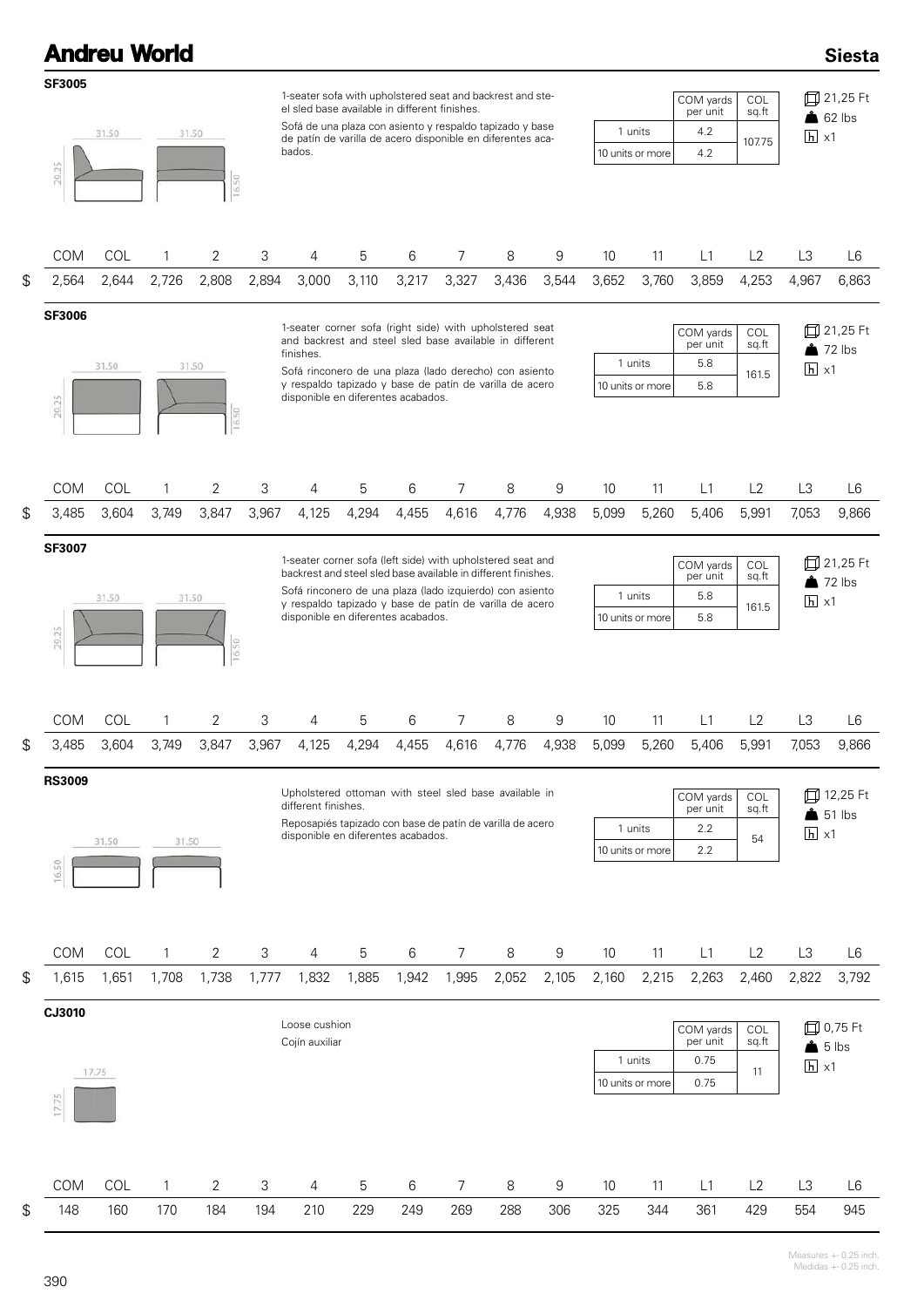## SF3005

1-seater sofa with upholstered seat and backrest and steel sled base available in different finishes.

Sofá de una plaza con asiento y respaldo tapizado y base de patín de varilla de acero disponible en diferentes acabados.

31.50 | 31.50 | 29.25 | 16.50

| | COM yards per unit | COL sq.ft |
|---|---|---|
| 1 units | 4.2 | 107.75 |
| 10 units or more | 4.2 | |

21,25 Ft · 62 lbs · x1

| | COM | COL | 1 | 2 | 3 | 4 | 5 | 6 | 7 | 8 | 9 | 10 | 11 | L1 | L2 | L3 | L6 |
|---|---|---|---|---|---|---|---|---|---|---|---|---|---|---|---|---|---|
| $ | 2,564 | 2,644 | 2,726 | 2,808 | 2,894 | 3,000 | 3,110 | 3,217 | 3,327 | 3,436 | 3,544 | 3,652 | 3,760 | 3,859 | 4,253 | 4,967 | 6,863 |

## SF3006

1-seater corner sofa (right side) with upholstered seat and backrest and steel sled base available in different finishes.

Sofá rinconero de una plaza (lado derecho) con asiento y respaldo tapizado y base de patín de varilla de acero disponible en diferentes acabados.

31.50 | 31.50 | 29.25 | 16.50

| | COM yards per unit | COL sq.ft |
|---|---|---|
| 1 units | 5.8 | 161.5 |
| 10 units or more | 5.8 | |

21,25 Ft · 72 lbs · x1

| | COM | COL | 1 | 2 | 3 | 4 | 5 | 6 | 7 | 8 | 9 | 10 | 11 | L1 | L2 | L3 | L6 |
|---|---|---|---|---|---|---|---|---|---|---|---|---|---|---|---|---|---|
| $ | 3,485 | 3,604 | 3,749 | 3,847 | 3,967 | 4,125 | 4,294 | 4,455 | 4,616 | 4,776 | 4,938 | 5,099 | 5,260 | 5,406 | 5,991 | 7,053 | 9,866 |

## SF3007

1-seater corner sofa (left side) with upholstered seat and backrest and steel sled base available in different finishes.

Sofá rinconero de una plaza (lado izquierdo) con asiento y respaldo tapizado y base de patín de varilla de acero disponible en diferentes acabados.

31.50 | 31.50 | 29.25 | 16.50

| | COM yards per unit | COL sq.ft |
|---|---|---|
| 1 units | 5.8 | 161.5 |
| 10 units or more | 5.8 | |

21,25 Ft · 72 lbs · x1

| | COM | COL | 1 | 2 | 3 | 4 | 5 | 6 | 7 | 8 | 9 | 10 | 11 | L1 | L2 | L3 | L6 |
|---|---|---|---|---|---|---|---|---|---|---|---|---|---|---|---|---|---|
| $ | 3,485 | 3,604 | 3,749 | 3,847 | 3,967 | 4,125 | 4,294 | 4,455 | 4,616 | 4,776 | 4,938 | 5,099 | 5,260 | 5,406 | 5,991 | 7,053 | 9,866 |

## RS3009

Upholstered ottoman with steel sled base available in different finishes.

Reposapiés tapizado con base de patín de varilla de acero disponible en diferentes acabados.

31.50 | 31.50 | 16.50

| | COM yards per unit | COL sq.ft |
|---|---|---|
| 1 units | 2.2 | 54 |
| 10 units or more | 2.2 | |

12,25 Ft · 51 lbs · x1

| | COM | COL | 1 | 2 | 3 | 4 | 5 | 6 | 7 | 8 | 9 | 10 | 11 | L1 | L2 | L3 | L6 |
|---|---|---|---|---|---|---|---|---|---|---|---|---|---|---|---|---|---|
| $ | 1,615 | 1,651 | 1,708 | 1,738 | 1,777 | 1,832 | 1,885 | 1,942 | 1,995 | 2,052 | 2,105 | 2,160 | 2,215 | 2,263 | 2,460 | 2,822 | 3,792 |

## CJ3010

Loose cushion

Cojín auxiliar

17.75 | 17.75

| | COM yards per unit | COL sq.ft |
|---|---|---|
| 1 units | 0.75 | 11 |
| 10 units or more | 0.75 | |

0,75 Ft · 5 lbs · x1

| | COM | COL | 1 | 2 | 3 | 4 | 5 | 6 | 7 | 8 | 9 | 10 | 11 | L1 | L2 | L3 | L6 |
|---|---|---|---|---|---|---|---|---|---|---|---|---|---|---|---|---|---|
| $ | 148 | 160 | 170 | 184 | 194 | 210 | 229 | 249 | 269 | 288 | 306 | 325 | 344 | 361 | 429 | 554 | 945 |

Measures +- 0.25 inch.
Medidas +- 0.25 inch.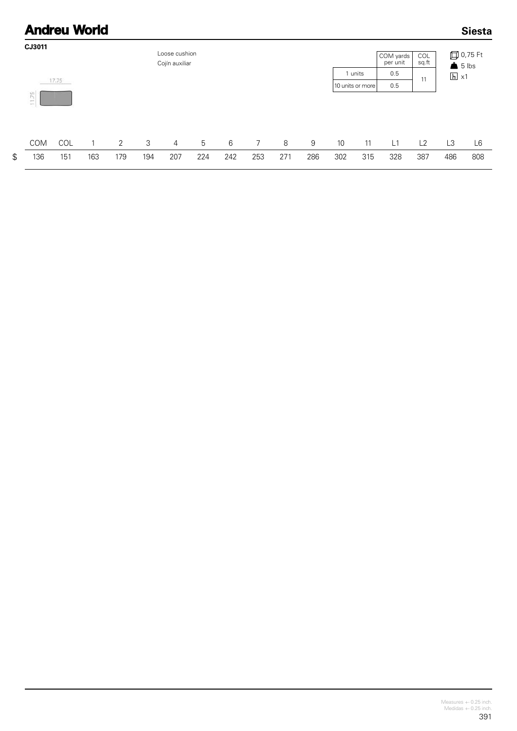## CJ3011

Loose cushion
Cojín auxiliar

17,75

11,75

| | COM yards per unit | COL sq.ft |
|---|---|---|
| 1 units | 0.5 | 11 |
| 10 units or more | 0.5 | |

0,75 Ft
5 lbs
x1

| | COM | COL | 1 | 2 | 3 | 4 | 5 | 6 | 7 | 8 | 9 | 10 | 11 | L1 | L2 | L3 | L6 |
|---|---|---|---|---|---|---|---|---|---|---|---|---|---|---|---|---|---|
| $ | 136 | 151 | 163 | 179 | 194 | 207 | 224 | 242 | 253 | 271 | 286 | 302 | 315 | 328 | 387 | 486 | 808 |

Measures +- 0.25 inch.
Medidas +- 0.25 inch.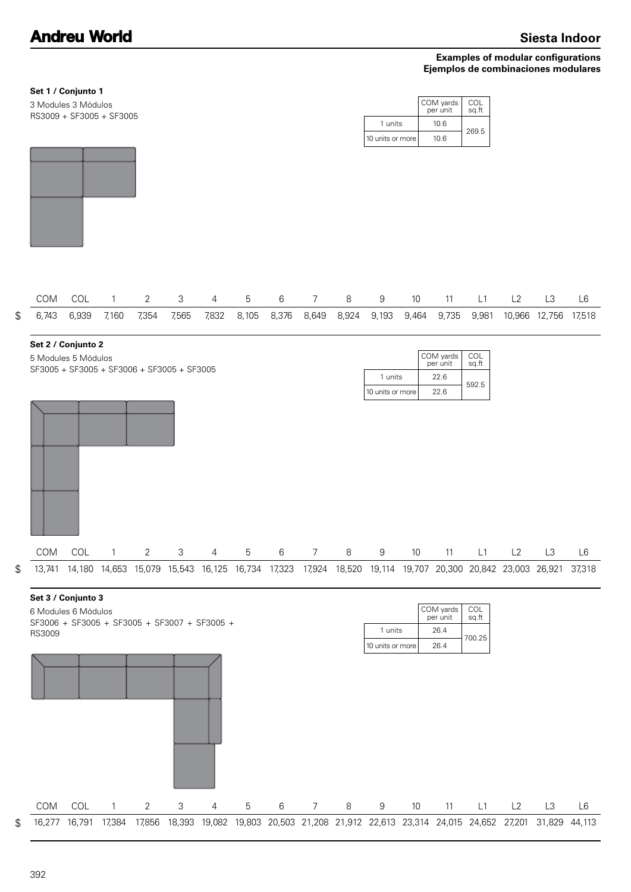**Examples of modular configurations**
**Ejemplos de combinaciones modulares**

### Set 1 / Conjunto 1

3 Modules 3 Módulos
RS3009 + SF3005 + SF3005

| | COM yards per unit | COL sq.ft |
|---|---|---|
| 1 units | 10.6 | 269.5 |
| 10 units or more | 10.6 | |

| | COM | COL | 1 | 2 | 3 | 4 | 5 | 6 | 7 | 8 | 9 | 10 | 11 | L1 | L2 | L3 | L6 |
|---|---|---|---|---|---|---|---|---|---|---|---|---|---|---|---|---|---|
| $ | 6,743 | 6,939 | 7,160 | 7,354 | 7,565 | 7,832 | 8,105 | 8,376 | 8,649 | 8,924 | 9,193 | 9,464 | 9,735 | 9,981 | 10,966 | 12,756 | 17,518 |

### Set 2 / Conjunto 2

5 Modules 5 Módulos
SF3005 + SF3005 + SF3006 + SF3005 + SF3005

| | COM yards per unit | COL sq.ft |
|---|---|---|
| 1 units | 22.6 | 592.5 |
| 10 units or more | 22.6 | |

| | COM | COL | 1 | 2 | 3 | 4 | 5 | 6 | 7 | 8 | 9 | 10 | 11 | L1 | L2 | L3 | L6 |
|---|---|---|---|---|---|---|---|---|---|---|---|---|---|---|---|---|---|
| $ | 13,741 | 14,180 | 14,653 | 15,079 | 15,543 | 16,125 | 16,734 | 17,323 | 17,924 | 18,520 | 19,114 | 19,707 | 20,300 | 20,842 | 23,003 | 26,921 | 37,318 |

### Set 3 / Conjunto 3

6 Modules 6 Módulos
SF3006 + SF3005 + SF3005 + SF3007 + SF3005 + RS3009

| | COM yards per unit | COL sq.ft |
|---|---|---|
| 1 units | 26.4 | 700.25 |
| 10 units or more | 26.4 | |

| | COM | COL | 1 | 2 | 3 | 4 | 5 | 6 | 7 | 8 | 9 | 10 | 11 | L1 | L2 | L3 | L6 |
|---|---|---|---|---|---|---|---|---|---|---|---|---|---|---|---|---|---|
| $ | 16,277 | 16,791 | 17,384 | 17,856 | 18,393 | 19,082 | 19,803 | 20,503 | 21,208 | 21,912 | 22,613 | 23,314 | 24,015 | 24,652 | 27,201 | 31,829 | 44,113 |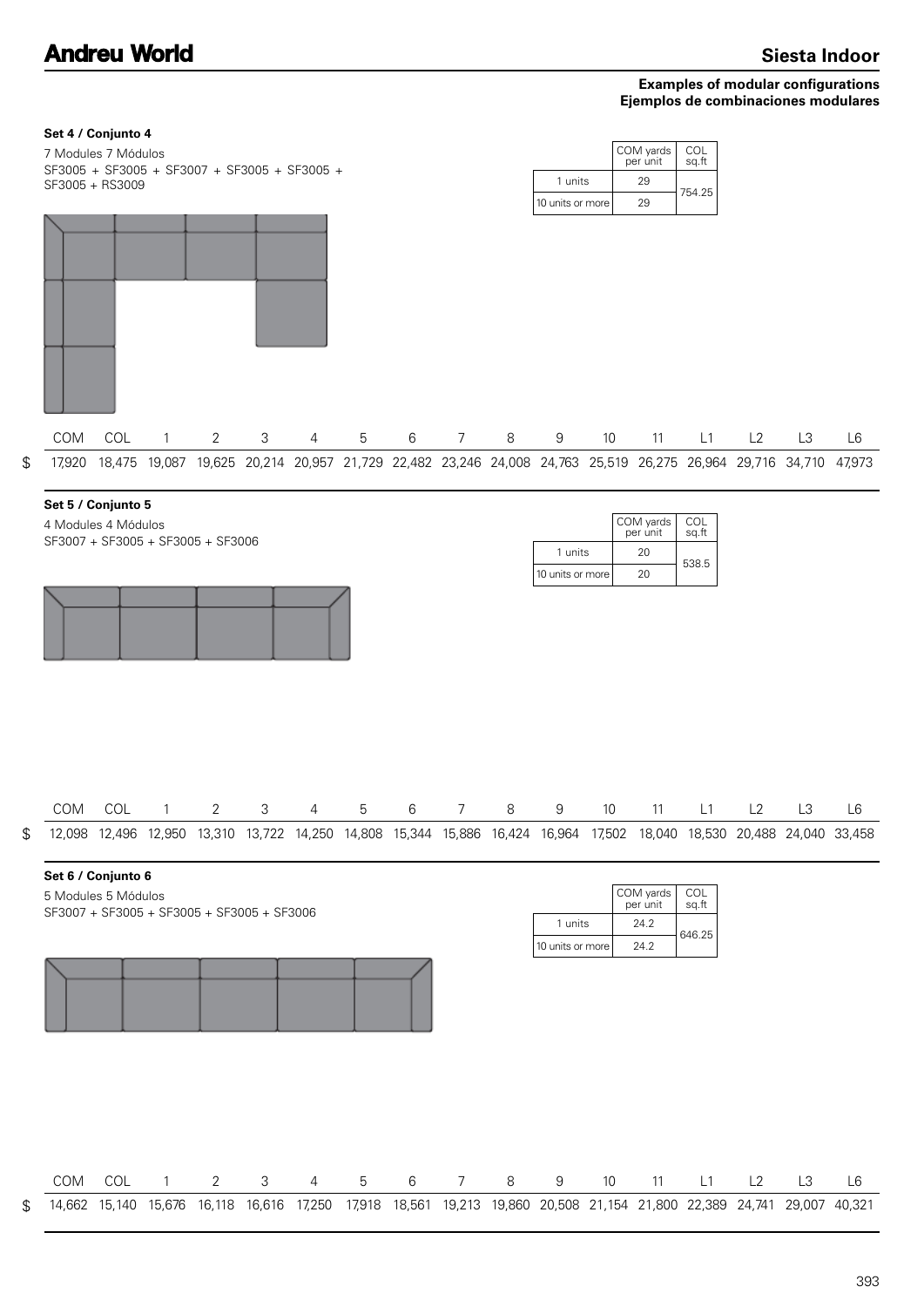**Examples of modular configurations**
**Ejemplos de combinaciones modulares**

### Set 4 / Conjunto 4

7 Modules 7 Módulos
SF3005 + SF3005 + SF3007 + SF3005 + SF3005 + SF3005 + RS3009

| | COM yards per unit | COL sq.ft |
|---|---|---|
| 1 units | 29 | 754.25 |
| 10 units or more | 29 | |

| | COM | COL | 1 | 2 | 3 | 4 | 5 | 6 | 7 | 8 | 9 | 10 | 11 | L1 | L2 | L3 | L6 |
|---|---|---|---|---|---|---|---|---|---|---|---|---|---|---|---|---|---|
| $ | 17,920 | 18,475 | 19,087 | 19,625 | 20,214 | 20,957 | 21,729 | 22,482 | 23,246 | 24,008 | 24,763 | 25,519 | 26,275 | 26,964 | 29,716 | 34,710 | 47,973 |

### Set 5 / Conjunto 5

4 Modules 4 Módulos
SF3007 + SF3005 + SF3005 + SF3006

| | COM yards per unit | COL sq.ft |
|---|---|---|
| 1 units | 20 | 538.5 |
| 10 units or more | 20 | |

| | COM | COL | 1 | 2 | 3 | 4 | 5 | 6 | 7 | 8 | 9 | 10 | 11 | L1 | L2 | L3 | L6 |
|---|---|---|---|---|---|---|---|---|---|---|---|---|---|---|---|---|---|
| $ | 12,098 | 12,496 | 12,950 | 13,310 | 13,722 | 14,250 | 14,808 | 15,344 | 15,886 | 16,424 | 16,964 | 17,502 | 18,040 | 18,530 | 20,488 | 24,040 | 33,458 |

### Set 6 / Conjunto 6

5 Modules 5 Módulos
SF3007 + SF3005 + SF3005 + SF3005 + SF3006

| | COM yards per unit | COL sq.ft |
|---|---|---|
| 1 units | 24.2 | 646.25 |
| 10 units or more | 24.2 | |

| | COM | COL | 1 | 2 | 3 | 4 | 5 | 6 | 7 | 8 | 9 | 10 | 11 | L1 | L2 | L3 | L6 |
|---|---|---|---|---|---|---|---|---|---|---|---|---|---|---|---|---|---|
| $ | 14,662 | 15,140 | 15,676 | 16,118 | 16,616 | 17,250 | 17,918 | 18,561 | 19,213 | 19,860 | 20,508 | 21,154 | 21,800 | 22,389 | 24,741 | 29,007 | 40,321 |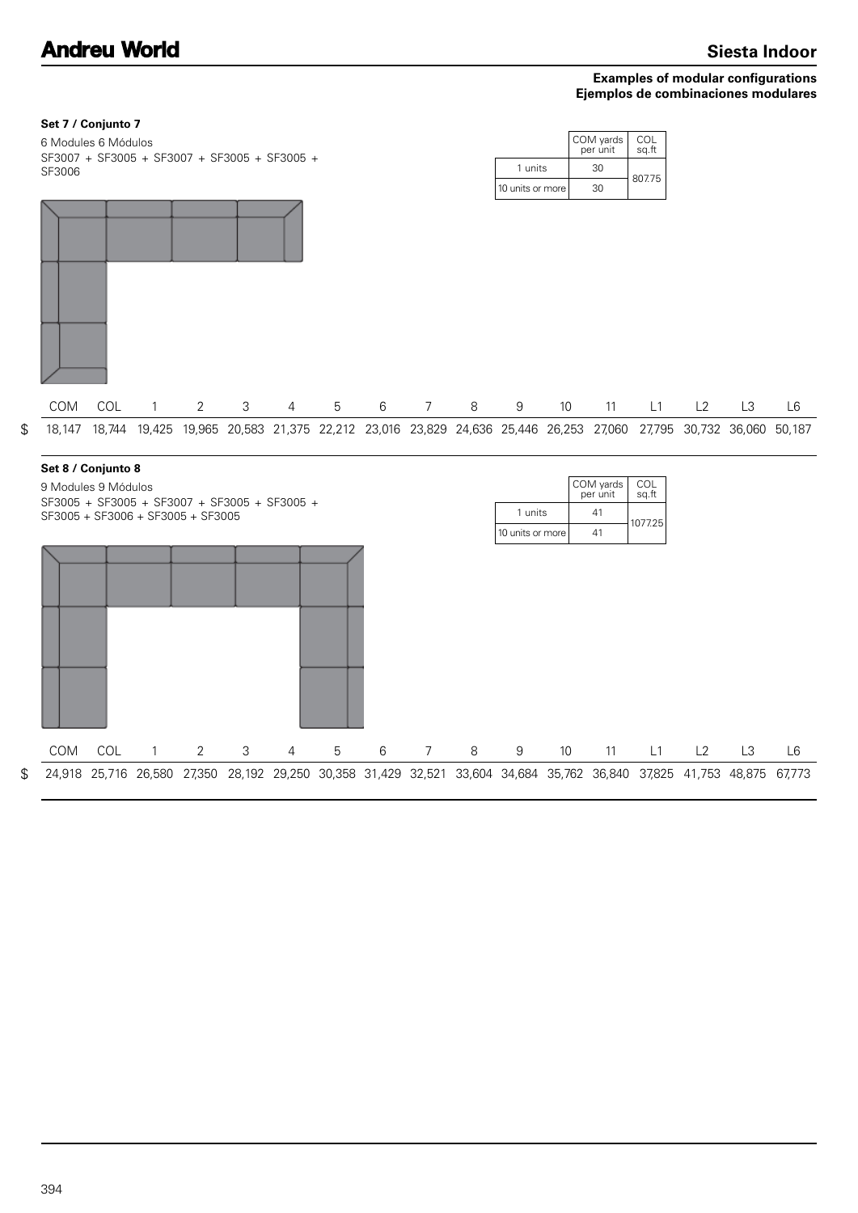**Examples of modular configurations**
**Ejemplos de combinaciones modulares**

## Set 7 / Conjunto 7

6 Modules 6 Módulos
SF3007 + SF3005 + SF3007 + SF3005 + SF3005 + SF3006

| | COM yards per unit | COL sq.ft |
|---|---|---|
| 1 units | 30 | 807.75 |
| 10 units or more | 30 | |

| | COM | COL | 1 | 2 | 3 | 4 | 5 | 6 | 7 | 8 | 9 | 10 | 11 | L1 | L2 | L3 | L6 |
|---|---|---|---|---|---|---|---|---|---|---|---|---|---|---|---|---|---|
| $ | 18,147 | 18,744 | 19,425 | 19,965 | 20,583 | 21,375 | 22,212 | 23,016 | 23,829 | 24,636 | 25,446 | 26,253 | 27,060 | 27,795 | 30,732 | 36,060 | 50,187 |

## Set 8 / Conjunto 8

9 Modules 9 Módulos
SF3005 + SF3005 + SF3007 + SF3005 + SF3005 + SF3005 + SF3006 + SF3005 + SF3005

| | COM yards per unit | COL sq.ft |
|---|---|---|
| 1 units | 41 | 1077.25 |
| 10 units or more | 41 | |

| | COM | COL | 1 | 2 | 3 | 4 | 5 | 6 | 7 | 8 | 9 | 10 | 11 | L1 | L2 | L3 | L6 |
|---|---|---|---|---|---|---|---|---|---|---|---|---|---|---|---|---|---|
| $ | 24,918 | 25,716 | 26,580 | 27,350 | 28,192 | 29,250 | 30,358 | 31,429 | 32,521 | 33,604 | 34,684 | 35,762 | 36,840 | 37,825 | 41,753 | 48,875 | 67,773 |